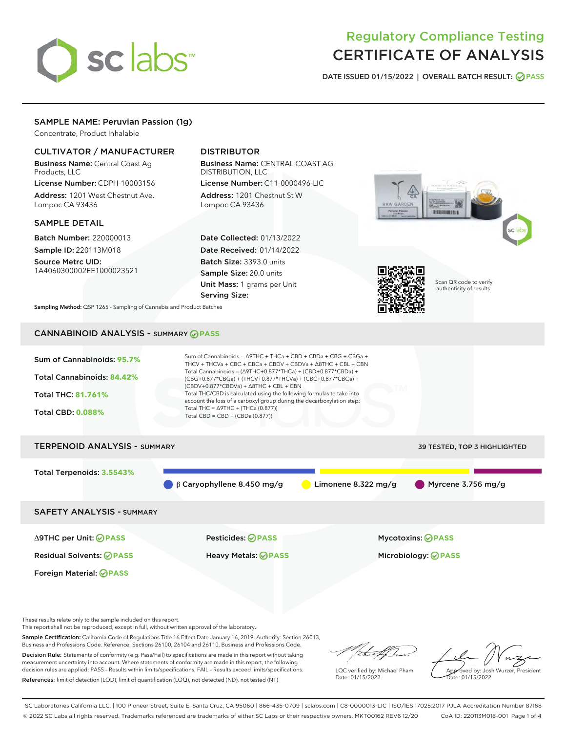sc labs™

# Regulatory Compliance Testing CERTIFICATE OF ANALYSIS

DATE ISSUED 01/15/2022 | OVERALL BATCH RESULT: PASS

## SAMPLE NAME: Peruvian Passion (1g)

Concentrate, Product Inhalable

### CULTIVATOR / MANUFACTURER

**Business Name:** Central Coast Ag Products, LLC

**License Number:** CDPH-10003156

**Address:** 1201 West Chestnut Ave. Lompoc CA 93436

### DISTRIBUTOR

**Business Name:** CENTRAL COAST AG DISTRIBUTION, LLC

**License Number:** C11-0000496-LIC

**Address:** 1201 Chestnut St W Lompoc CA 93436

### SAMPLE DETAIL

**Batch Number:** 220000013

**Sample ID:** 220113M018

**Source Metrc UID:** 1A4060300002EE1000023521

**Date Collected:** 01/13/2022

**Date Received:** 01/14/2022

**Batch Size:** 3393.0 units

**Sample Size:** 20.0 units

**Unit Mass:** 1 grams per Unit

**Serving Size:**

Scan QR code to verify authenticity of results.

**Sampling Method:** QSP 1265 - Sampling of Cannabis and Product Batches

## CANNABINOID ANALYSIS - SUMMARY PASS

Sum of Cannabinoids: **95.7%**

Total Cannabinoids: **84.42%**

Total THC: **81.761%**

Total CBD: **0.088%**

Sum of Cannabinoids = Δ9THC + THCa + CBD + CBDa + CBG + CBGa + THCV + THCVa + CBC + CBCa + CBDV + CBDVa + Δ8THC + CBL + CBN

Total Cannabinoids = (Δ9THC+0.877*THCa) + (CBD+0.877*CBDa) + (CBG+0.877*CBGa) + (THCV+0.877*THCVa) + (CBC+0.877*CBCa) + (CBDV+0.877*CBDVa) + Δ8THC + CBL + CBN

Total THC/CBD is calculated using the following formulas to take into account the loss of a carboxyl group during the decarboxylation step:

Total THC = Δ9THC + (THCa (0.877))

Total CBD = CBD + (CBDa (0.877))

## TERPENOID ANALYSIS - SUMMARY

39 TESTED, TOP 3 HIGHLIGHTED

Total Terpenoids: **3.5543%**

β Caryophyllene 8.450 mg/g

Limonene 8.322 mg/g

Myrcene 3.756 mg/g

## SAFETY ANALYSIS - SUMMARY

Δ9THC per Unit: PASS

Pesticides: PASS

Mycotoxins: PASS

Residual Solvents: PASS

Heavy Metals: PASS

Microbiology: PASS

Foreign Material: PASS

These results relate only to the sample included on this report.
This report shall not be reproduced, except in full, without written approval of the laboratory.

**Sample Certification:** California Code of Regulations Title 16 Effect Date January 16, 2019. Authority: Section 26013, Business and Professions Code. Reference: Sections 26100, 26104 and 26110, Business and Professions Code.

**Decision Rule:** Statements of conformity (e.g. Pass/Fail) to specifications are made in this report without taking measurement uncertainty into account. Where statements of conformity are made in this report, the following decision rules are applied: PASS – Results within limits/specifications, FAIL – Results exceed limits/specifications.

**References:** limit of detection (LOD), limit of quantification (LOQ), not detected (ND), not tested (NT)

LQC verified by: Michael Pham
Date: 01/15/2022

Approved by: Josh Wurzer, President
Date: 01/15/2022

SC Laboratories California LLC. | 100 Pioneer Street, Suite E, Santa Cruz, CA 95060 | 866-435-0709 | sclabs.com | C8-0000013-LIC | ISO/IES 17025:2017 PJLA Accreditation Number 87168
© 2022 SC Labs all rights reserved. Trademarks referenced are trademarks of either SC Labs or their respective owners. MKT00162 REV6 12/20 CoA ID: 220113M018-001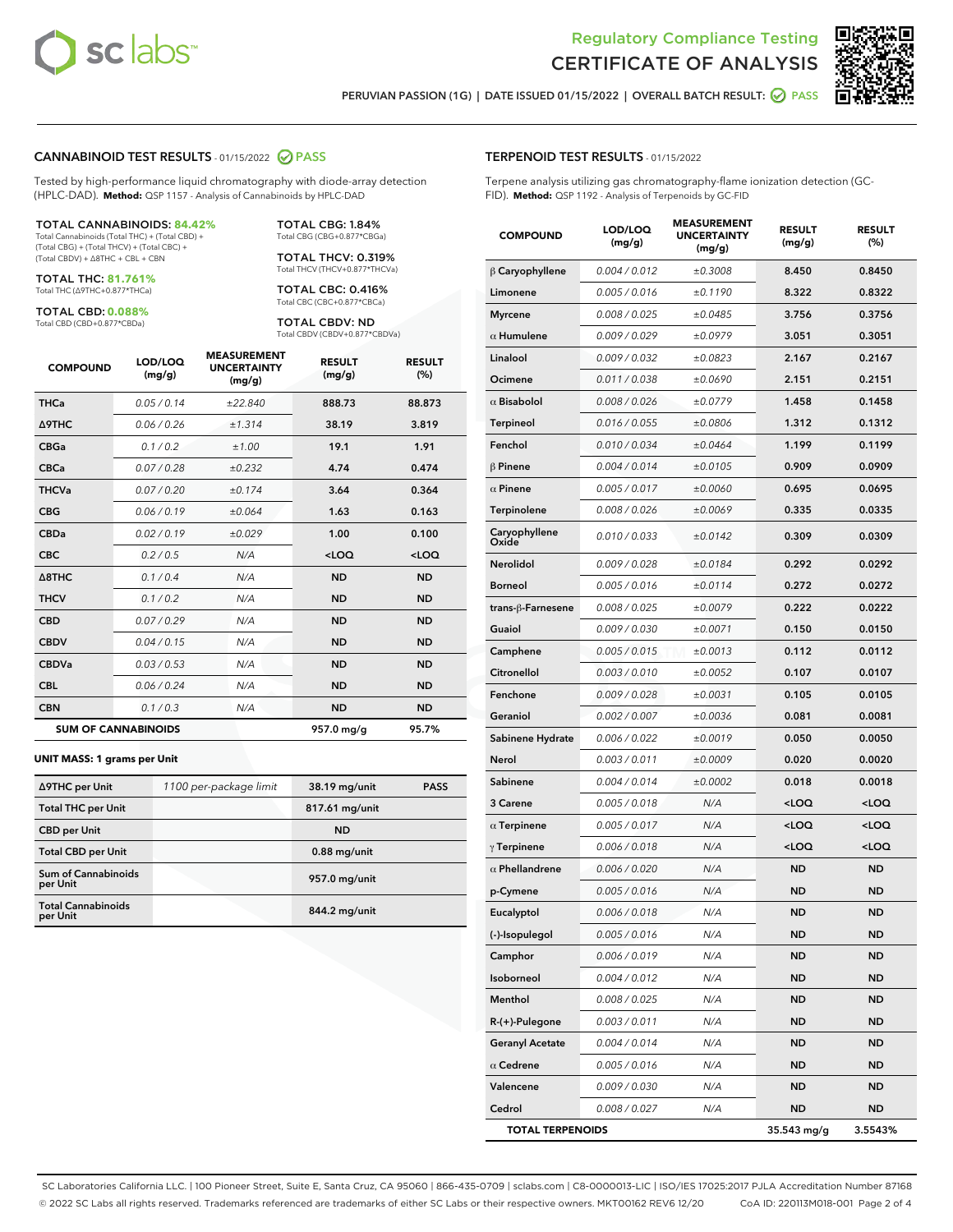# Regulatory Compliance Testing
# CERTIFICATE OF ANALYSIS

PERUVIAN PASSION (1G) | DATE ISSUED 01/15/2022 | OVERALL BATCH RESULT: PASS

## CANNABINOID TEST RESULTS - 01/15/2022 PASS

Tested by high-performance liquid chromatography with diode-array detection (HPLC-DAD). **Method:** QSP 1157 - Analysis of Cannabinoids by HPLC-DAD

**TOTAL CANNABINOIDS: 84.42%**
Total Cannabinoids (Total THC) + (Total CBD) + (Total CBG) + (Total THCV) + (Total CBC) + (Total CBDV) + Δ8THC + CBL + CBN

**TOTAL THC: 81.761%**
Total THC (Δ9THC+0.877*THCa)

**TOTAL CBD: 0.088%**
Total CBD (CBD+0.877*CBDa)

**TOTAL CBG: 1.84%**
Total CBG (CBG+0.877*CBGa)

**TOTAL THCV: 0.319%**
Total THCV (THCV+0.877*THCVa)

**TOTAL CBC: 0.416%**
Total CBC (CBC+0.877*CBCa)

**TOTAL CBDV: ND**
Total CBDV (CBDV+0.877*CBDVa)

| COMPOUND | LOD/LOQ (mg/g) | MEASUREMENT UNCERTAINTY (mg/g) | RESULT (mg/g) | RESULT (%) |
|---|---|---|---|---|
| THCa | 0.05 / 0.14 | ±22.840 | 888.73 | 88.873 |
| Δ9THC | 0.06 / 0.26 | ±1.314 | 38.19 | 3.819 |
| CBGa | 0.1 / 0.2 | ±1.00 | 19.1 | 1.91 |
| CBCa | 0.07 / 0.28 | ±0.232 | 4.74 | 0.474 |
| THCVa | 0.07 / 0.20 | ±0.174 | 3.64 | 0.364 |
| CBG | 0.06 / 0.19 | ±0.064 | 1.63 | 0.163 |
| CBDa | 0.02 / 0.19 | ±0.029 | 1.00 | 0.100 |
| CBC | 0.2 / 0.5 | N/A | <LOQ | <LOQ |
| Δ8THC | 0.1 / 0.4 | N/A | ND | ND |
| THCV | 0.1 / 0.2 | N/A | ND | ND |
| CBD | 0.07 / 0.29 | N/A | ND | ND |
| CBDV | 0.04 / 0.15 | N/A | ND | ND |
| CBDVa | 0.03 / 0.53 | N/A | ND | ND |
| CBL | 0.06 / 0.24 | N/A | ND | ND |
| CBN | 0.1 / 0.3 | N/A | ND | ND |
| **SUM OF CANNABINOIDS** | | | 957.0 mg/g | 95.7% |

**UNIT MASS: 1 grams per Unit**

| | | | |
|---|---|---|---|
| Δ9THC per Unit | 1100 per-package limit | 38.19 mg/unit | PASS |
| Total THC per Unit | | 817.61 mg/unit | |
| CBD per Unit | | ND | |
| Total CBD per Unit | | 0.88 mg/unit | |
| Sum of Cannabinoids per Unit | | 957.0 mg/unit | |
| Total Cannabinoids per Unit | | 844.2 mg/unit | |

## TERPENOID TEST RESULTS - 01/15/2022

Terpene analysis utilizing gas chromatography-flame ionization detection (GC-FID). **Method:** QSP 1192 - Analysis of Terpenoids by GC-FID

| COMPOUND | LOD/LOQ (mg/g) | MEASUREMENT UNCERTAINTY (mg/g) | RESULT (mg/g) | RESULT (%) |
|---|---|---|---|---|
| β Caryophyllene | 0.004 / 0.012 | ±0.3008 | 8.450 | 0.8450 |
| Limonene | 0.005 / 0.016 | ±0.1190 | 8.322 | 0.8322 |
| Myrcene | 0.008 / 0.025 | ±0.0485 | 3.756 | 0.3756 |
| α Humulene | 0.009 / 0.029 | ±0.0979 | 3.051 | 0.3051 |
| Linalool | 0.009 / 0.032 | ±0.0823 | 2.167 | 0.2167 |
| Ocimene | 0.011 / 0.038 | ±0.0690 | 2.151 | 0.2151 |
| α Bisabolol | 0.008 / 0.026 | ±0.0779 | 1.458 | 0.1458 |
| Terpineol | 0.016 / 0.055 | ±0.0806 | 1.312 | 0.1312 |
| Fenchol | 0.010 / 0.034 | ±0.0464 | 1.199 | 0.1199 |
| β Pinene | 0.004 / 0.014 | ±0.0105 | 0.909 | 0.0909 |
| α Pinene | 0.005 / 0.017 | ±0.0060 | 0.695 | 0.0695 |
| Terpinolene | 0.008 / 0.026 | ±0.0069 | 0.335 | 0.0335 |
| Caryophyllene Oxide | 0.010 / 0.033 | ±0.0142 | 0.309 | 0.0309 |
| Nerolidol | 0.009 / 0.028 | ±0.0184 | 0.292 | 0.0292 |
| Borneol | 0.005 / 0.016 | ±0.0114 | 0.272 | 0.0272 |
| trans-β-Farnesene | 0.008 / 0.025 | ±0.0079 | 0.222 | 0.0222 |
| Guaiol | 0.009 / 0.030 | ±0.0071 | 0.150 | 0.0150 |
| Camphene | 0.005 / 0.015 | ±0.0013 | 0.112 | 0.0112 |
| Citronellol | 0.003 / 0.010 | ±0.0052 | 0.107 | 0.0107 |
| Fenchone | 0.009 / 0.028 | ±0.0031 | 0.105 | 0.0105 |
| Geraniol | 0.002 / 0.007 | ±0.0036 | 0.081 | 0.0081 |
| Sabinene Hydrate | 0.006 / 0.022 | ±0.0019 | 0.050 | 0.0050 |
| Nerol | 0.003 / 0.011 | ±0.0009 | 0.020 | 0.0020 |
| Sabinene | 0.004 / 0.014 | ±0.0002 | 0.018 | 0.0018 |
| 3 Carene | 0.005 / 0.018 | N/A | <LOQ | <LOQ |
| α Terpinene | 0.005 / 0.017 | N/A | <LOQ | <LOQ |
| γ Terpinene | 0.006 / 0.018 | N/A | <LOQ | <LOQ |
| α Phellandrene | 0.006 / 0.020 | N/A | ND | ND |
| p-Cymene | 0.005 / 0.016 | N/A | ND | ND |
| Eucalyptol | 0.006 / 0.018 | N/A | ND | ND |
| (-)-Isopulegol | 0.005 / 0.016 | N/A | ND | ND |
| Camphor | 0.006 / 0.019 | N/A | ND | ND |
| Isoborneol | 0.004 / 0.012 | N/A | ND | ND |
| Menthol | 0.008 / 0.025 | N/A | ND | ND |
| R-(+)-Pulegone | 0.003 / 0.011 | N/A | ND | ND |
| Geranyl Acetate | 0.004 / 0.014 | N/A | ND | ND |
| α Cedrene | 0.005 / 0.016 | N/A | ND | ND |
| Valencene | 0.009 / 0.030 | N/A | ND | ND |
| Cedrol | 0.008 / 0.027 | N/A | ND | ND |
| **TOTAL TERPENOIDS** | | | 35.543 mg/g | 3.5543% |

SC Laboratories California LLC. | 100 Pioneer Street, Suite E, Santa Cruz, CA 95060 | 866-435-0709 | sclabs.com | C8-0000013-LIC | ISO/IES 17025:2017 PJLA Accreditation Number 87168
© 2022 SC Labs all rights reserved. Trademarks referenced are trademarks of either SC Labs or their respective owners. MKT00162 REV6 12/20 CoA ID: 220113M018-001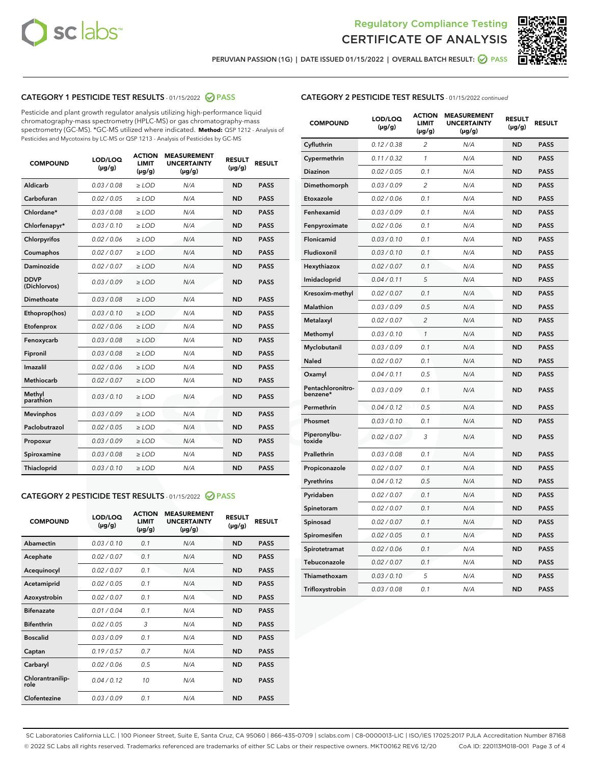Regulatory Compliance Testing
CERTIFICATE OF ANALYSIS

PERUVIAN PASSION (1G) | DATE ISSUED 01/15/2022 | OVERALL BATCH RESULT: PASS

## CATEGORY 1 PESTICIDE TEST RESULTS - 01/15/2022 PASS

Pesticide and plant growth regulator analysis utilizing high-performance liquid chromatography-mass spectrometry (HPLC-MS) or gas chromatography-mass spectrometry (GC-MS). *GC-MS utilized where indicated. **Method:** QSP 1212 - Analysis of Pesticides and Mycotoxins by LC-MS or QSP 1213 - Analysis of Pesticides by GC-MS

| COMPOUND | LOD/LOQ (µg/g) | ACTION LIMIT (µg/g) | MEASUREMENT UNCERTAINTY (µg/g) | RESULT (µg/g) | RESULT |
|---|---|---|---|---|---|
| Aldicarb | 0.03 / 0.08 | ≥ LOD | N/A | ND | PASS |
| Carbofuran | 0.02 / 0.05 | ≥ LOD | N/A | ND | PASS |
| Chlordane* | 0.03 / 0.08 | ≥ LOD | N/A | ND | PASS |
| Chlorfenapyr* | 0.03 / 0.10 | ≥ LOD | N/A | ND | PASS |
| Chlorpyrifos | 0.02 / 0.06 | ≥ LOD | N/A | ND | PASS |
| Coumaphos | 0.02 / 0.07 | ≥ LOD | N/A | ND | PASS |
| Daminozide | 0.02 / 0.07 | ≥ LOD | N/A | ND | PASS |
| DDVP (Dichlorvos) | 0.03 / 0.09 | ≥ LOD | N/A | ND | PASS |
| Dimethoate | 0.03 / 0.08 | ≥ LOD | N/A | ND | PASS |
| Ethoprop(hos) | 0.03 / 0.10 | ≥ LOD | N/A | ND | PASS |
| Etofenprox | 0.02 / 0.06 | ≥ LOD | N/A | ND | PASS |
| Fenoxycarb | 0.03 / 0.08 | ≥ LOD | N/A | ND | PASS |
| Fipronil | 0.03 / 0.08 | ≥ LOD | N/A | ND | PASS |
| Imazalil | 0.02 / 0.06 | ≥ LOD | N/A | ND | PASS |
| Methiocarb | 0.02 / 0.07 | ≥ LOD | N/A | ND | PASS |
| Methyl parathion | 0.03 / 0.10 | ≥ LOD | N/A | ND | PASS |
| Mevinphos | 0.03 / 0.09 | ≥ LOD | N/A | ND | PASS |
| Paclobutrazol | 0.02 / 0.05 | ≥ LOD | N/A | ND | PASS |
| Propoxur | 0.03 / 0.09 | ≥ LOD | N/A | ND | PASS |
| Spiroxamine | 0.03 / 0.08 | ≥ LOD | N/A | ND | PASS |
| Thiacloprid | 0.03 / 0.10 | ≥ LOD | N/A | ND | PASS |

## CATEGORY 2 PESTICIDE TEST RESULTS - 01/15/2022 PASS

| COMPOUND | LOD/LOQ (µg/g) | ACTION LIMIT (µg/g) | MEASUREMENT UNCERTAINTY (µg/g) | RESULT (µg/g) | RESULT |
|---|---|---|---|---|---|
| Abamectin | 0.03 / 0.10 | 0.1 | N/A | ND | PASS |
| Acephate | 0.02 / 0.07 | 0.1 | N/A | ND | PASS |
| Acequinocyl | 0.02 / 0.07 | 0.1 | N/A | ND | PASS |
| Acetamiprid | 0.02 / 0.05 | 0.1 | N/A | ND | PASS |
| Azoxystrobin | 0.02 / 0.07 | 0.1 | N/A | ND | PASS |
| Bifenazate | 0.01 / 0.04 | 0.1 | N/A | ND | PASS |
| Bifenthrin | 0.02 / 0.05 | 3 | N/A | ND | PASS |
| Boscalid | 0.03 / 0.09 | 0.1 | N/A | ND | PASS |
| Captan | 0.19 / 0.57 | 0.7 | N/A | ND | PASS |
| Carbaryl | 0.02 / 0.06 | 0.5 | N/A | ND | PASS |
| Chlorantraniliprole | 0.04 / 0.12 | 10 | N/A | ND | PASS |
| Clofentezine | 0.03 / 0.09 | 0.1 | N/A | ND | PASS |
| Cyfluthrin | 0.12 / 0.38 | 2 | N/A | ND | PASS |
| Cypermethrin | 0.11 / 0.32 | 1 | N/A | ND | PASS |
| Diazinon | 0.02 / 0.05 | 0.1 | N/A | ND | PASS |
| Dimethomorph | 0.03 / 0.09 | 2 | N/A | ND | PASS |
| Etoxazole | 0.02 / 0.06 | 0.1 | N/A | ND | PASS |
| Fenhexamid | 0.03 / 0.09 | 0.1 | N/A | ND | PASS |
| Fenpyroximate | 0.02 / 0.06 | 0.1 | N/A | ND | PASS |
| Flonicamid | 0.03 / 0.10 | 0.1 | N/A | ND | PASS |
| Fludioxonil | 0.03 / 0.10 | 0.1 | N/A | ND | PASS |
| Hexythiazox | 0.02 / 0.07 | 0.1 | N/A | ND | PASS |
| Imidacloprid | 0.04 / 0.11 | 5 | N/A | ND | PASS |
| Kresoxim-methyl | 0.02 / 0.07 | 0.1 | N/A | ND | PASS |
| Malathion | 0.03 / 0.09 | 0.5 | N/A | ND | PASS |
| Metalaxyl | 0.02 / 0.07 | 2 | N/A | ND | PASS |
| Methomyl | 0.03 / 0.10 | 1 | N/A | ND | PASS |
| Myclobutanil | 0.03 / 0.09 | 0.1 | N/A | ND | PASS |
| Naled | 0.02 / 0.07 | 0.1 | N/A | ND | PASS |
| Oxamyl | 0.04 / 0.11 | 0.5 | N/A | ND | PASS |
| Pentachloronitrobenzene* | 0.03 / 0.09 | 0.1 | N/A | ND | PASS |
| Permethrin | 0.04 / 0.12 | 0.5 | N/A | ND | PASS |
| Phosmet | 0.03 / 0.10 | 0.1 | N/A | ND | PASS |
| Piperonylbutoxide | 0.02 / 0.07 | 3 | N/A | ND | PASS |
| Prallethrin | 0.03 / 0.08 | 0.1 | N/A | ND | PASS |
| Propiconazole | 0.02 / 0.07 | 0.1 | N/A | ND | PASS |
| Pyrethrins | 0.04 / 0.12 | 0.5 | N/A | ND | PASS |
| Pyridaben | 0.02 / 0.07 | 0.1 | N/A | ND | PASS |
| Spinetoram | 0.02 / 0.07 | 0.1 | N/A | ND | PASS |
| Spinosad | 0.02 / 0.07 | 0.1 | N/A | ND | PASS |
| Spiromesifen | 0.02 / 0.05 | 0.1 | N/A | ND | PASS |
| Spirotetramat | 0.02 / 0.06 | 0.1 | N/A | ND | PASS |
| Tebuconazole | 0.02 / 0.07 | 0.1 | N/A | ND | PASS |
| Thiamethoxam | 0.03 / 0.10 | 5 | N/A | ND | PASS |
| Trifloxystrobin | 0.03 / 0.08 | 0.1 | N/A | ND | PASS |

SC Laboratories California LLC. | 100 Pioneer Street, Suite E, Santa Cruz, CA 95060 | 866-435-0709 | sclabs.com | C8-0000013-LIC | ISO/IES 17025:2017 PJLA Accreditation Number 87168
© 2022 SC Labs all rights reserved. Trademarks referenced are trademarks of either SC Labs or their respective owners. MKT00162 REV6 12/20 CoA ID: 220113M018-001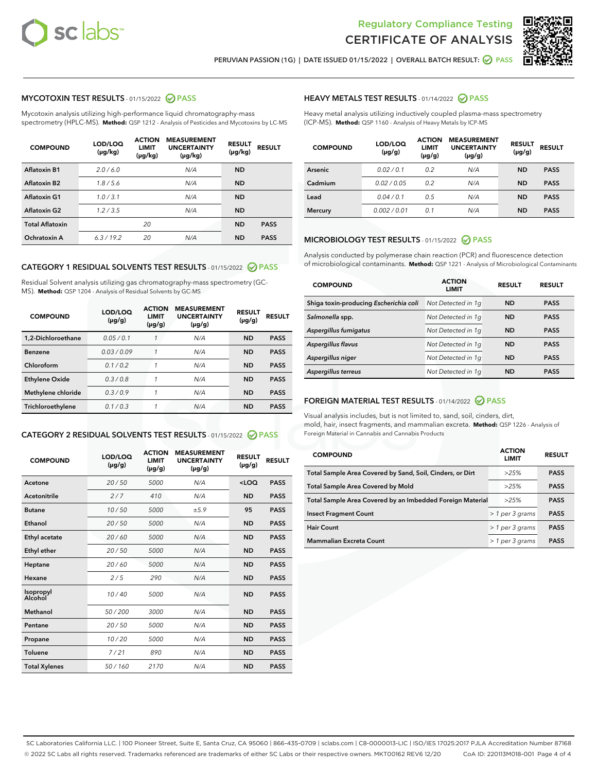Regulatory Compliance Testing
# CERTIFICATE OF ANALYSIS

PERUVIAN PASSION (1G) | DATE ISSUED 01/15/2022 | OVERALL BATCH RESULT: PASS

## MYCOTOXIN TEST RESULTS - 01/15/2022 PASS

Mycotoxin analysis utilizing high-performance liquid chromatography-mass spectrometry (HPLC-MS). **Method:** QSP 1212 - Analysis of Pesticides and Mycotoxins by LC-MS

| COMPOUND | LOD/LOQ (µg/kg) | ACTION LIMIT (µg/kg) | MEASUREMENT UNCERTAINTY (µg/kg) | RESULT (µg/kg) | RESULT |
|---|---|---|---|---|---|
| Aflatoxin B1 | 2.0 / 6.0 | | N/A | ND | |
| Aflatoxin B2 | 1.8 / 5.6 | | N/A | ND | |
| Aflatoxin G1 | 1.0 / 3.1 | | N/A | ND | |
| Aflatoxin G2 | 1.2 / 3.5 | | N/A | ND | |
| Total Aflatoxin | | 20 | | ND | PASS |
| Ochratoxin A | 6.3 / 19.2 | 20 | N/A | ND | PASS |

## CATEGORY 1 RESIDUAL SOLVENTS TEST RESULTS - 01/15/2022 PASS

Residual Solvent analysis utilizing gas chromatography-mass spectrometry (GC-MS). **Method:** QSP 1204 - Analysis of Residual Solvents by GC-MS

| COMPOUND | LOD/LOQ (µg/g) | ACTION LIMIT (µg/g) | MEASUREMENT UNCERTAINTY (µg/g) | RESULT (µg/g) | RESULT |
|---|---|---|---|---|---|
| 1,2-Dichloroethane | 0.05 / 0.1 | 1 | N/A | ND | PASS |
| Benzene | 0.03 / 0.09 | 1 | N/A | ND | PASS |
| Chloroform | 0.1 / 0.2 | 1 | N/A | ND | PASS |
| Ethylene Oxide | 0.3 / 0.8 | 1 | N/A | ND | PASS |
| Methylene chloride | 0.3 / 0.9 | 1 | N/A | ND | PASS |
| Trichloroethylene | 0.1 / 0.3 | 1 | N/A | ND | PASS |

## CATEGORY 2 RESIDUAL SOLVENTS TEST RESULTS - 01/15/2022 PASS

| COMPOUND | LOD/LOQ (µg/g) | ACTION LIMIT (µg/g) | MEASUREMENT UNCERTAINTY (µg/g) | RESULT (µg/g) | RESULT |
|---|---|---|---|---|---|
| Acetone | 20 / 50 | 5000 | N/A | <LOQ | PASS |
| Acetonitrile | 2 / 7 | 410 | N/A | ND | PASS |
| Butane | 10 / 50 | 5000 | ±5.9 | 95 | PASS |
| Ethanol | 20 / 50 | 5000 | N/A | ND | PASS |
| Ethyl acetate | 20 / 60 | 5000 | N/A | ND | PASS |
| Ethyl ether | 20 / 50 | 5000 | N/A | ND | PASS |
| Heptane | 20 / 60 | 5000 | N/A | ND | PASS |
| Hexane | 2 / 5 | 290 | N/A | ND | PASS |
| Isopropyl Alcohol | 10 / 40 | 5000 | N/A | ND | PASS |
| Methanol | 50 / 200 | 3000 | N/A | ND | PASS |
| Pentane | 20 / 50 | 5000 | N/A | ND | PASS |
| Propane | 10 / 20 | 5000 | N/A | ND | PASS |
| Toluene | 7 / 21 | 890 | N/A | ND | PASS |
| Total Xylenes | 50 / 160 | 2170 | N/A | ND | PASS |

## HEAVY METALS TEST RESULTS - 01/14/2022 PASS

Heavy metal analysis utilizing inductively coupled plasma-mass spectrometry (ICP-MS). **Method:** QSP 1160 - Analysis of Heavy Metals by ICP-MS

| COMPOUND | LOD/LOQ (µg/g) | ACTION LIMIT (µg/g) | MEASUREMENT UNCERTAINTY (µg/g) | RESULT (µg/g) | RESULT |
|---|---|---|---|---|---|
| Arsenic | 0.02 / 0.1 | 0.2 | N/A | ND | PASS |
| Cadmium | 0.02 / 0.05 | 0.2 | N/A | ND | PASS |
| Lead | 0.04 / 0.1 | 0.5 | N/A | ND | PASS |
| Mercury | 0.002 / 0.01 | 0.1 | N/A | ND | PASS |

## MICROBIOLOGY TEST RESULTS - 01/15/2022 PASS

Analysis conducted by polymerase chain reaction (PCR) and fluorescence detection of microbiological contaminants. **Method:** QSP 1221 - Analysis of Microbiological Contaminants

| COMPOUND | ACTION LIMIT | RESULT | RESULT |
|---|---|---|---|
| Shiga toxin-producing *Escherichia coli* | Not Detected in 1g | ND | PASS |
| *Salmonella* spp. | Not Detected in 1g | ND | PASS |
| *Aspergillus fumigatus* | Not Detected in 1g | ND | PASS |
| *Aspergillus flavus* | Not Detected in 1g | ND | PASS |
| *Aspergillus niger* | Not Detected in 1g | ND | PASS |
| *Aspergillus terreus* | Not Detected in 1g | ND | PASS |

## FOREIGN MATERIAL TEST RESULTS - 01/14/2022 PASS

Visual analysis includes, but is not limited to, sand, soil, cinders, dirt, mold, hair, insect fragments, and mammalian excreta. **Method:** QSP 1226 - Analysis of Foreign Material in Cannabis and Cannabis Products

| COMPOUND | ACTION LIMIT | RESULT |
|---|---|---|
| Total Sample Area Covered by Sand, Soil, Cinders, or Dirt | >25% | PASS |
| Total Sample Area Covered by Mold | >25% | PASS |
| Total Sample Area Covered by an Imbedded Foreign Material | >25% | PASS |
| Insect Fragment Count | > 1 per 3 grams | PASS |
| Hair Count | > 1 per 3 grams | PASS |
| Mammalian Excreta Count | > 1 per 3 grams | PASS |

SC Laboratories California LLC. | 100 Pioneer Street, Suite E, Santa Cruz, CA 95060 | 866-435-0709 | sclabs.com | C8-0000013-LIC | ISO/IES 17025:2017 PJLA Accreditation Number 87168
© 2022 SC Labs all rights reserved. Trademarks referenced are trademarks of either SC Labs or their respective owners. MKT00162 REV6 12/20 CoA ID: 220113M018-001